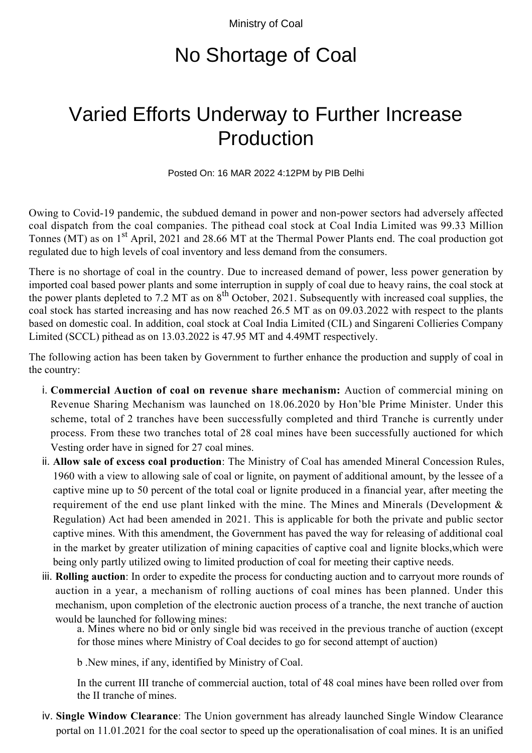Ministry of Coal

# No Shortage of Coal

# Varied Efforts Underway to Further Increase Production

Posted On: 16 MAR 2022 4:12PM by PIB Delhi

Owing to Covid-19 pandemic, the subdued demand in power and non-power sectors had adversely affected coal dispatch from the coal companies. The pithead coal stock at Coal India Limited was 99.33 Million Tonnes (MT) as on 1st April, 2021 and 28.66 MT at the Thermal Power Plants end. The coal production got regulated due to high levels of coal inventory and less demand from the consumers.

There is no shortage of coal in the country. Due to increased demand of power, less power generation by imported coal based power plants and some interruption in supply of coal due to heavy rains, the coal stock at the power plants depleted to 7.2 MT as on 8th October, 2021. Subsequently with increased coal supplies, the coal stock has started increasing and has now reached 26.5 MT as on 09.03.2022 with respect to the plants based on domestic coal. In addition, coal stock at Coal India Limited (CIL) and Singareni Collieries Company Limited (SCCL) pithead as on 13.03.2022 is 47.95 MT and 4.49MT respectively.

The following action has been taken by Government to further enhance the production and supply of coal in the country:

i. **Commercial Auction of coal on revenue share mechanism:** Auction of commercial mining on Revenue Sharing Mechanism was launched on 18.06.2020 by Hon'ble Prime Minister. Under this scheme, total of 2 tranches have been successfully completed and third Tranche is currently under process. From these two tranches total of 28 coal mines have been successfully auctioned for which Vesting order have in signed for 27 coal mines.

ii. **Allow sale of excess coal production**: The Ministry of Coal has amended Mineral Concession Rules, 1960 with a view to allowing sale of coal or lignite, on payment of additional amount, by the lessee of a captive mine up to 50 percent of the total coal or lignite produced in a financial year, after meeting the requirement of the end use plant linked with the mine. The Mines and Minerals (Development & Regulation) Act had been amended in 2021. This is applicable for both the private and public sector captive mines. With this amendment, the Government has paved the way for releasing of additional coal in the market by greater utilization of mining capacities of captive coal and lignite blocks,which were being only partly utilized owing to limited production of coal for meeting their captive needs.

iii. **Rolling auction**: In order to expedite the process for conducting auction and to carryout more rounds of auction in a year, a mechanism of rolling auctions of coal mines has been planned. Under this mechanism, upon completion of the electronic auction process of a tranche, the next tranche of auction would be launched for following mines:

   a. Mines where no bid or only single bid was received in the previous tranche of auction (except for those mines where Ministry of Coal decides to go for second attempt of auction)

   b .New mines, if any, identified by Ministry of Coal.

   In the current III tranche of commercial auction, total of 48 coal mines have been rolled over from the II tranche of mines.

iv. **Single Window Clearance**: The Union government has already launched Single Window Clearance portal on 11.01.2021 for the coal sector to speed up the operationalisation of coal mines. It is an unified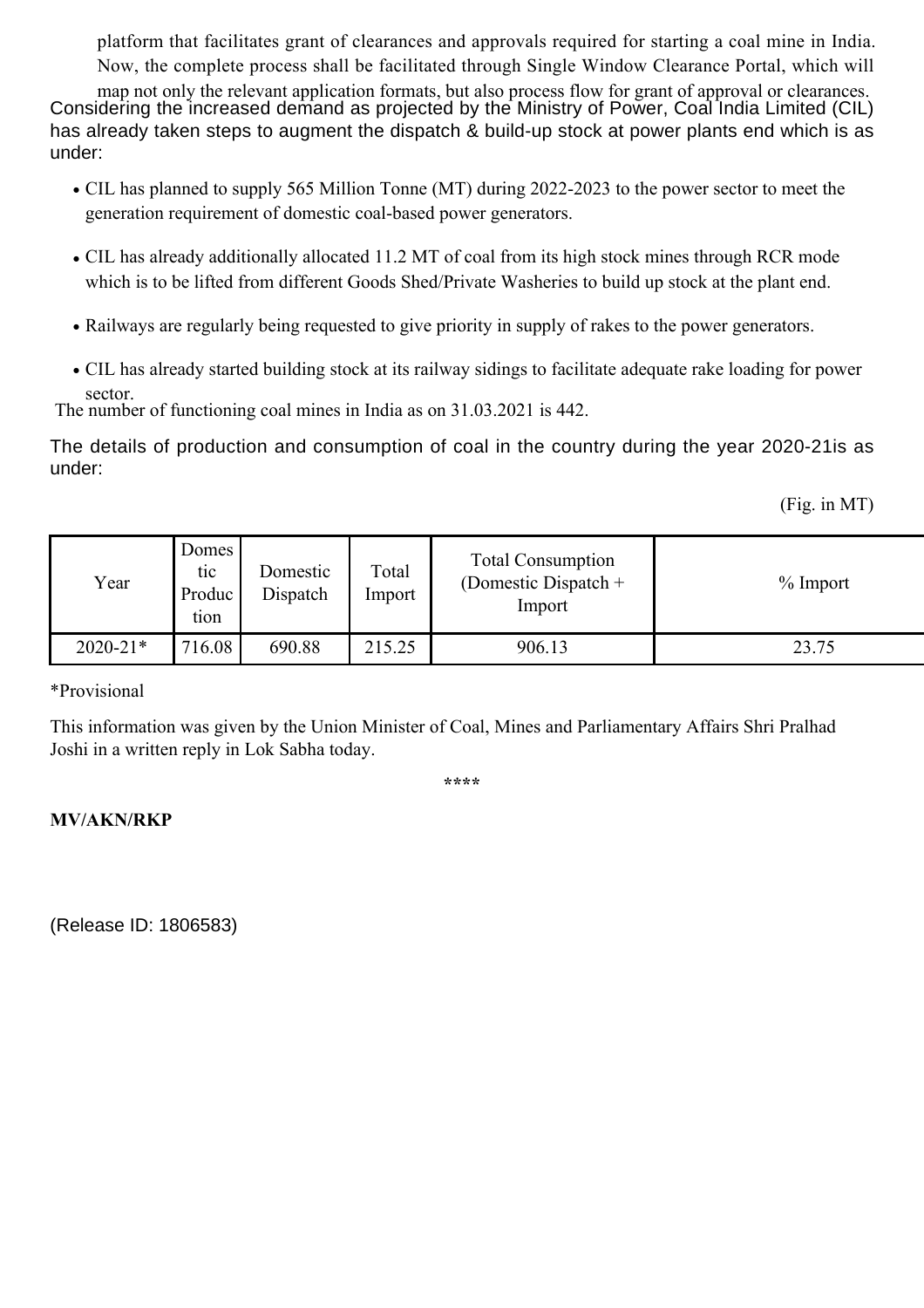platform that facilitates grant of clearances and approvals required for starting a coal mine in India. Now, the complete process shall be facilitated through Single Window Clearance Portal, which will map not only the relevant application formats, but also process flow for grant of approval or clearances.

Considering the increased demand as projected by the Ministry of Power, Coal India Limited (CIL) has already taken steps to augment the dispatch & build-up stock at power plants end which is as under:

- CIL has planned to supply 565 Million Tonne (MT) during 2022-2023 to the power sector to meet the generation requirement of domestic coal-based power generators.
- CIL has already additionally allocated 11.2 MT of coal from its high stock mines through RCR mode which is to be lifted from different Goods Shed/Private Washeries to build up stock at the plant end.
- Railways are regularly being requested to give priority in supply of rakes to the power generators.
- CIL has already started building stock at its railway sidings to facilitate adequate rake loading for power sector.

The number of functioning coal mines in India as on 31.03.2021 is 442.

The details of production and consumption of coal in the country during the year 2020-21is as under:

(Fig. in MT)

| Year | Domestic Production | Domestic Dispatch | Total Import | Total Consumption (Domestic Dispatch + Import | % Import |
|---|---|---|---|---|---|
| 2020-21* | 716.08 | 690.88 | 215.25 | 906.13 | 23.75 |

*Provisional

This information was given by the Union Minister of Coal, Mines and Parliamentary Affairs Shri Pralhad Joshi in a written reply in Lok Sabha today.

****

**MV/AKN/RKP**

(Release ID: 1806583)